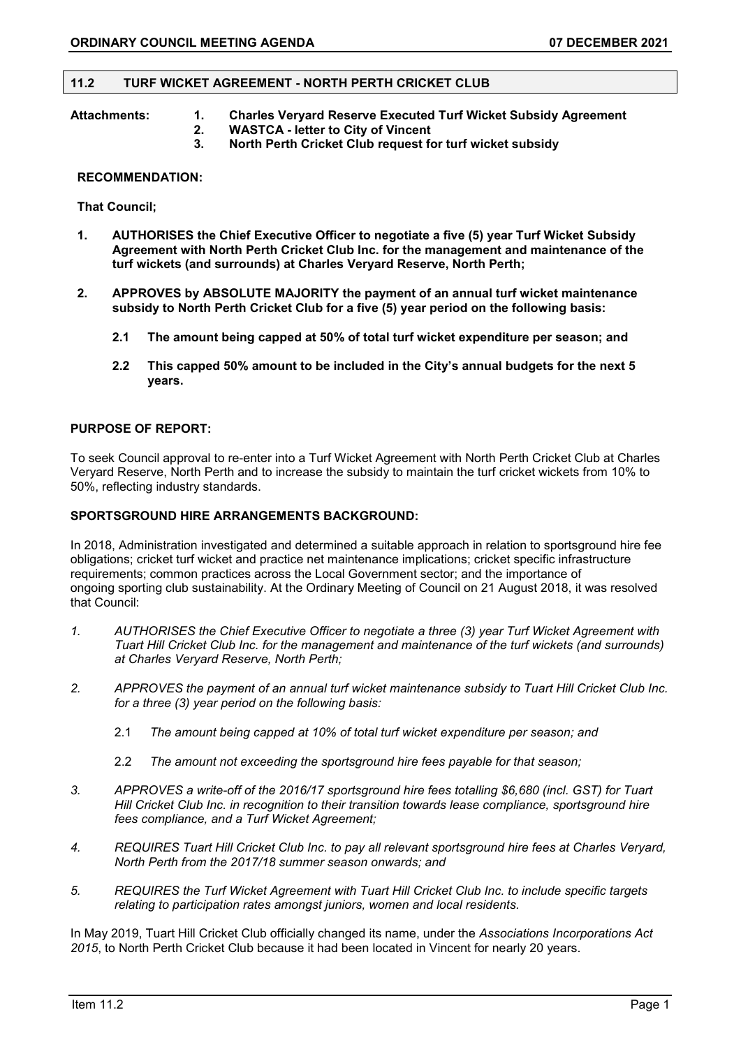## 11.2 TURF WICKET AGREEMENT - NORTH PERTH CRICKET CLUB

**Attachments:**

1. **Charles Veryard Reserve Executed Turf Wicket Subsidy Agreement**
2. **WASTCA - letter to City of Vincent**
3. **North Perth Cricket Club request for turf wicket subsidy**

**RECOMMENDATION:**

**That Council;**

1. **AUTHORISES the Chief Executive Officer to negotiate a five (5) year Turf Wicket Subsidy Agreement with North Perth Cricket Club Inc. for the management and maintenance of the turf wickets (and surrounds) at Charles Veryard Reserve, North Perth;**
2. **APPROVES by ABSOLUTE MAJORITY the payment of an annual turf wicket maintenance subsidy to North Perth Cricket Club for a five (5) year period on the following basis:**
   - **2.1 The amount being capped at 50% of total turf wicket expenditure per season; and**
   - **2.2 This capped 50% amount to be included in the City's annual budgets for the next 5 years.**

**PURPOSE OF REPORT:**

To seek Council approval to re-enter into a Turf Wicket Agreement with North Perth Cricket Club at Charles Veryard Reserve, North Perth and to increase the subsidy to maintain the turf cricket wickets from 10% to 50%, reflecting industry standards.

**SPORTSGROUND HIRE ARRANGEMENTS BACKGROUND:**

In 2018, Administration investigated and determined a suitable approach in relation to sportsground hire fee obligations; cricket turf wicket and practice net maintenance implications; cricket specific infrastructure requirements; common practices across the Local Government sector; and the importance of ongoing sporting club sustainability. At the Ordinary Meeting of Council on 21 August 2018, it was resolved that Council:

1. *AUTHORISES the Chief Executive Officer to negotiate a three (3) year Turf Wicket Agreement with Tuart Hill Cricket Club Inc. for the management and maintenance of the turf wickets (and surrounds) at Charles Veryard Reserve, North Perth;*
2. *APPROVES the payment of an annual turf wicket maintenance subsidy to Tuart Hill Cricket Club Inc. for a three (3) year period on the following basis:*
   - 2.1 *The amount being capped at 10% of total turf wicket expenditure per season; and*
   - 2.2 *The amount not exceeding the sportsground hire fees payable for that season;*
3. *APPROVES a write-off of the 2016/17 sportsground hire fees totalling $6,680 (incl. GST) for Tuart Hill Cricket Club Inc. in recognition to their transition towards lease compliance, sportsground hire fees compliance, and a Turf Wicket Agreement;*
4. *REQUIRES Tuart Hill Cricket Club Inc. to pay all relevant sportsground hire fees at Charles Veryard, North Perth from the 2017/18 summer season onwards; and*
5. *REQUIRES the Turf Wicket Agreement with Tuart Hill Cricket Club Inc. to include specific targets relating to participation rates amongst juniors, women and local residents.*

In May 2019, Tuart Hill Cricket Club officially changed its name, under the *Associations Incorporations Act 2015*, to North Perth Cricket Club because it had been located in Vincent for nearly 20 years.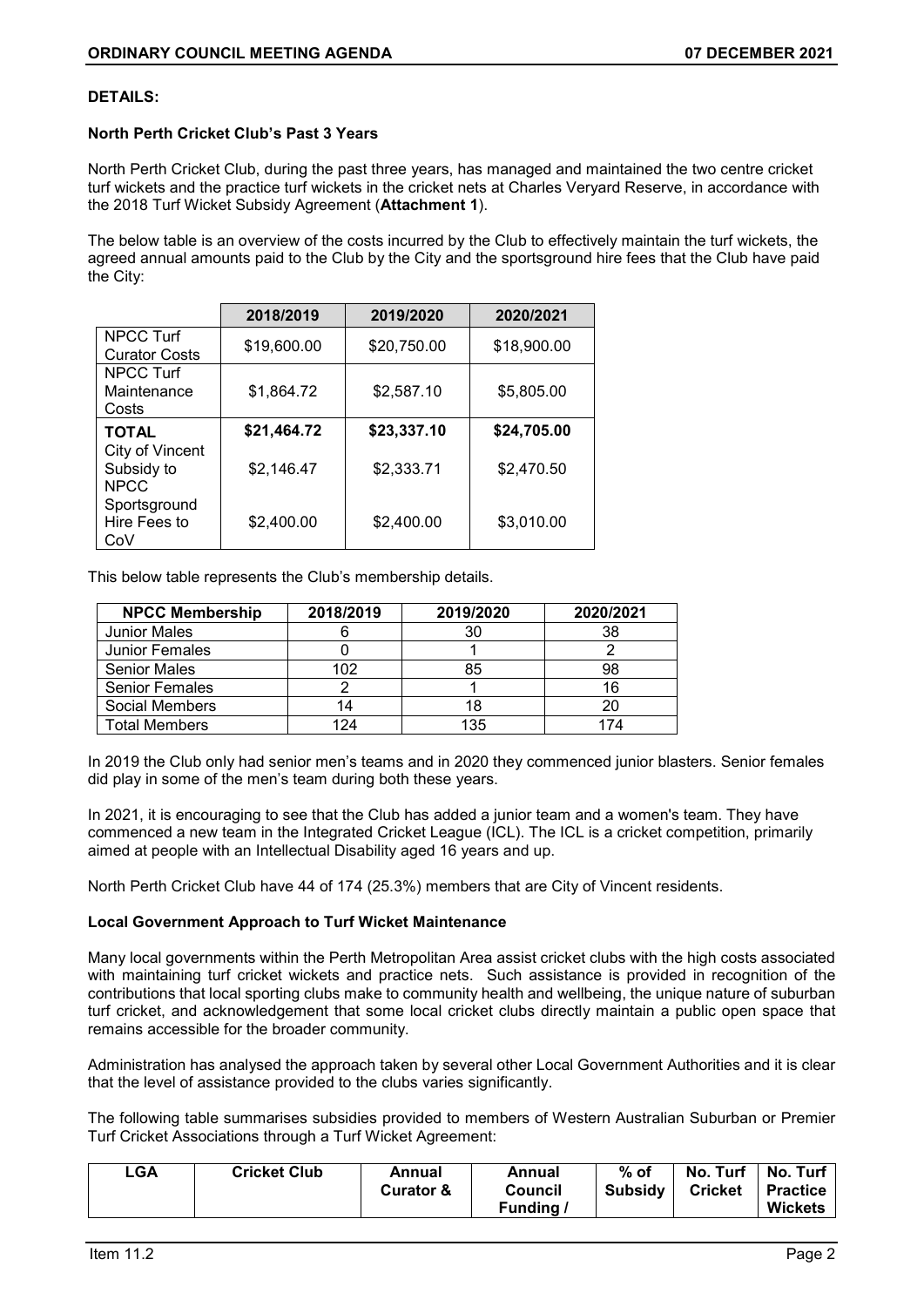**DETAILS:**

**North Perth Cricket Club's Past 3 Years**

North Perth Cricket Club, during the past three years, has managed and maintained the two centre cricket turf wickets and the practice turf wickets in the cricket nets at Charles Veryard Reserve, in accordance with the 2018 Turf Wicket Subsidy Agreement (**Attachment 1**).

The below table is an overview of the costs incurred by the Club to effectively maintain the turf wickets, the agreed annual amounts paid to the Club by the City and the sportsground hire fees that the Club have paid the City:

| | 2018/2019 | 2019/2020 | 2020/2021 |
|---|---|---|---|
| NPCC Turf Curator Costs | $19,600.00 | $20,750.00 | $18,900.00 |
| NPCC Turf Maintenance Costs | $1,864.72 | $2,587.10 | $5,805.00 |
| **TOTAL** | **$21,464.72** | **$23,337.10** | **$24,705.00** |
| City of Vincent Subsidy to NPCC | $2,146.47 | $2,333.71 | $2,470.50 |
| Sportsground Hire Fees to CoV | $2,400.00 | $2,400.00 | $3,010.00 |

This below table represents the Club's membership details.

| NPCC Membership | 2018/2019 | 2019/2020 | 2020/2021 |
|---|---|---|---|
| Junior Males | 6 | 30 | 38 |
| Junior Females | 0 | 1 | 2 |
| Senior Males | 102 | 85 | 98 |
| Senior Females | 2 | 1 | 16 |
| Social Members | 14 | 18 | 20 |
| Total Members | 124 | 135 | 174 |

In 2019 the Club only had senior men's teams and in 2020 they commenced junior blasters. Senior females did play in some of the men's team during both these years.

In 2021, it is encouraging to see that the Club has added a junior team and a women's team. They have commenced a new team in the Integrated Cricket League (ICL). The ICL is a cricket competition, primarily aimed at people with an Intellectual Disability aged 16 years and up.

North Perth Cricket Club have 44 of 174 (25.3%) members that are City of Vincent residents.

**Local Government Approach to Turf Wicket Maintenance**

Many local governments within the Perth Metropolitan Area assist cricket clubs with the high costs associated with maintaining turf cricket wickets and practice nets. Such assistance is provided in recognition of the contributions that local sporting clubs make to community health and wellbeing, the unique nature of suburban turf cricket, and acknowledgement that some local cricket clubs directly maintain a public open space that remains accessible for the broader community.

Administration has analysed the approach taken by several other Local Government Authorities and it is clear that the level of assistance provided to the clubs varies significantly.

The following table summarises subsidies provided to members of Western Australian Suburban or Premier Turf Cricket Associations through a Turf Wicket Agreement:

| LGA | Cricket Club | Annual Curator & | Annual Council Funding / | % of Subsidy | No. Turf Cricket | No. Turf Practice Wickets |
|---|---|---|---|---|---|---|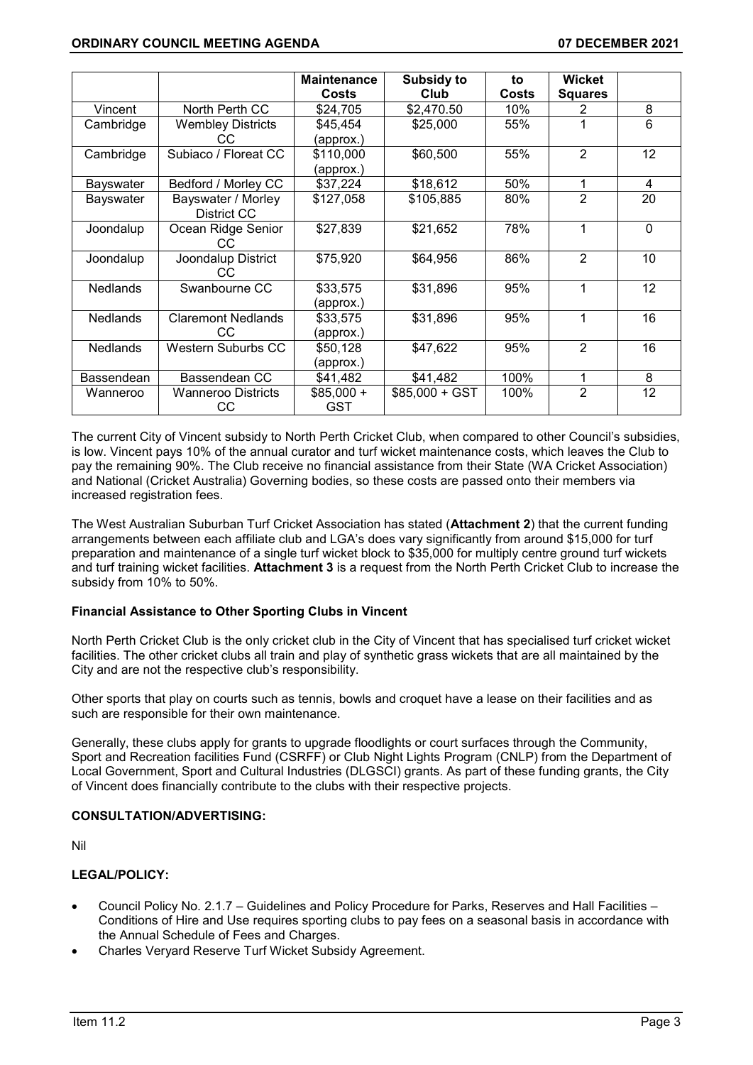| | | Maintenance Costs | Subsidy to Club | to Costs | Wicket Squares | |
|---|---|---|---|---|---|---|
| Vincent | North Perth CC | $24,705 | $2,470.50 | 10% | 2 | 8 |
| Cambridge | Wembley Districts CC | $45,454 (approx.) | $25,000 | 55% | 1 | 6 |
| Cambridge | Subiaco / Floreat CC | $110,000 (approx.) | $60,500 | 55% | 2 | 12 |
| Bayswater | Bedford / Morley CC | $37,224 | $18,612 | 50% | 1 | 4 |
| Bayswater | Bayswater / Morley District CC | $127,058 | $105,885 | 80% | 2 | 20 |
| Joondalup | Ocean Ridge Senior CC | $27,839 | $21,652 | 78% | 1 | 0 |
| Joondalup | Joondalup District CC | $75,920 | $64,956 | 86% | 2 | 10 |
| Nedlands | Swanbourne CC | $33,575 (approx.) | $31,896 | 95% | 1 | 12 |
| Nedlands | Claremont Nedlands CC | $33,575 (approx.) | $31,896 | 95% | 1 | 16 |
| Nedlands | Western Suburbs CC | $50,128 (approx.) | $47,622 | 95% | 2 | 16 |
| Bassendean | Bassendean CC | $41,482 | $41,482 | 100% | 1 | 8 |
| Wanneroo | Wanneroo Districts CC | $85,000 + GST | $85,000 + GST | 100% | 2 | 12 |

The current City of Vincent subsidy to North Perth Cricket Club, when compared to other Council's subsidies, is low. Vincent pays 10% of the annual curator and turf wicket maintenance costs, which leaves the Club to pay the remaining 90%. The Club receive no financial assistance from their State (WA Cricket Association) and National (Cricket Australia) Governing bodies, so these costs are passed onto their members via increased registration fees.

The West Australian Suburban Turf Cricket Association has stated (**Attachment 2**) that the current funding arrangements between each affiliate club and LGA's does vary significantly from around $15,000 for turf preparation and maintenance of a single turf wicket block to $35,000 for multiply centre ground turf wickets and turf training wicket facilities. **Attachment 3** is a request from the North Perth Cricket Club to increase the subsidy from 10% to 50%.

**Financial Assistance to Other Sporting Clubs in Vincent**

North Perth Cricket Club is the only cricket club in the City of Vincent that has specialised turf cricket wicket facilities. The other cricket clubs all train and play of synthetic grass wickets that are all maintained by the City and are not the respective club's responsibility.

Other sports that play on courts such as tennis, bowls and croquet have a lease on their facilities and as such are responsible for their own maintenance.

Generally, these clubs apply for grants to upgrade floodlights or court surfaces through the Community, Sport and Recreation facilities Fund (CSRFF) or Club Night Lights Program (CNLP) from the Department of Local Government, Sport and Cultural Industries (DLGSCI) grants. As part of these funding grants, the City of Vincent does financially contribute to the clubs with their respective projects.

**CONSULTATION/ADVERTISING:**

Nil

**LEGAL/POLICY:**

- Council Policy No. 2.1.7 – Guidelines and Policy Procedure for Parks, Reserves and Hall Facilities – Conditions of Hire and Use requires sporting clubs to pay fees on a seasonal basis in accordance with the Annual Schedule of Fees and Charges.
- Charles Veryard Reserve Turf Wicket Subsidy Agreement.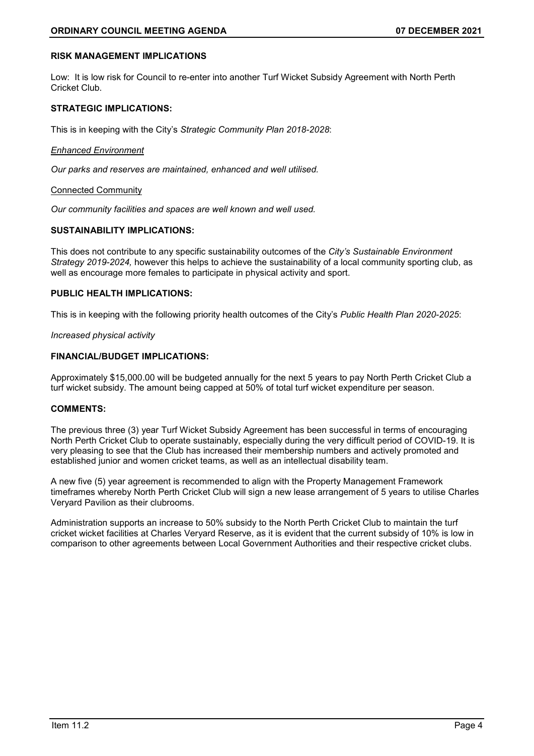**RISK MANAGEMENT IMPLICATIONS**

Low: It is low risk for Council to re-enter into another Turf Wicket Subsidy Agreement with North Perth Cricket Club.

**STRATEGIC IMPLICATIONS:**

This is in keeping with the City's *Strategic Community Plan 2018-2028*:

*Enhanced Environment*

*Our parks and reserves are maintained, enhanced and well utilised.*

Connected Community

*Our community facilities and spaces are well known and well used.*

**SUSTAINABILITY IMPLICATIONS:**

This does not contribute to any specific sustainability outcomes of the *City's Sustainable Environment Strategy 2019-2024,* however this helps to achieve the sustainability of a local community sporting club, as well as encourage more females to participate in physical activity and sport.

**PUBLIC HEALTH IMPLICATIONS:**

This is in keeping with the following priority health outcomes of the City's *Public Health Plan 2020-2025*:

*Increased physical activity*

**FINANCIAL/BUDGET IMPLICATIONS:**

Approximately $15,000.00 will be budgeted annually for the next 5 years to pay North Perth Cricket Club a turf wicket subsidy. The amount being capped at 50% of total turf wicket expenditure per season.

**COMMENTS:**

The previous three (3) year Turf Wicket Subsidy Agreement has been successful in terms of encouraging North Perth Cricket Club to operate sustainably, especially during the very difficult period of COVID-19. It is very pleasing to see that the Club has increased their membership numbers and actively promoted and established junior and women cricket teams, as well as an intellectual disability team.

A new five (5) year agreement is recommended to align with the Property Management Framework timeframes whereby North Perth Cricket Club will sign a new lease arrangement of 5 years to utilise Charles Veryard Pavilion as their clubrooms.

Administration supports an increase to 50% subsidy to the North Perth Cricket Club to maintain the turf cricket wicket facilities at Charles Veryard Reserve, as it is evident that the current subsidy of 10% is low in comparison to other agreements between Local Government Authorities and their respective cricket clubs.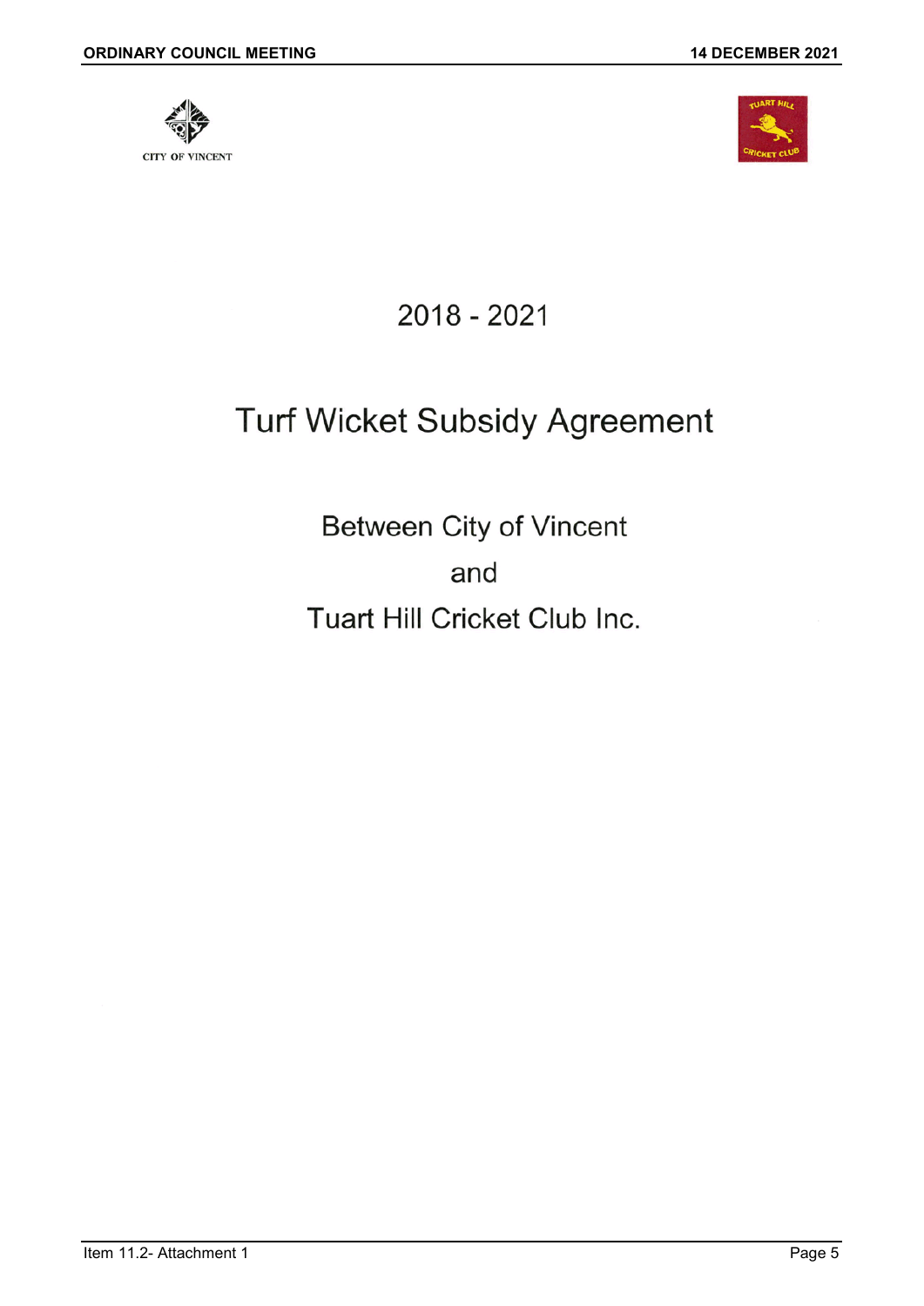CITY OF VINCENT

TUART HILL CRICKET CLUB

2018 - 2021

# Turf Wicket Subsidy Agreement

Between City of Vincent

and

Tuart Hill Cricket Club Inc.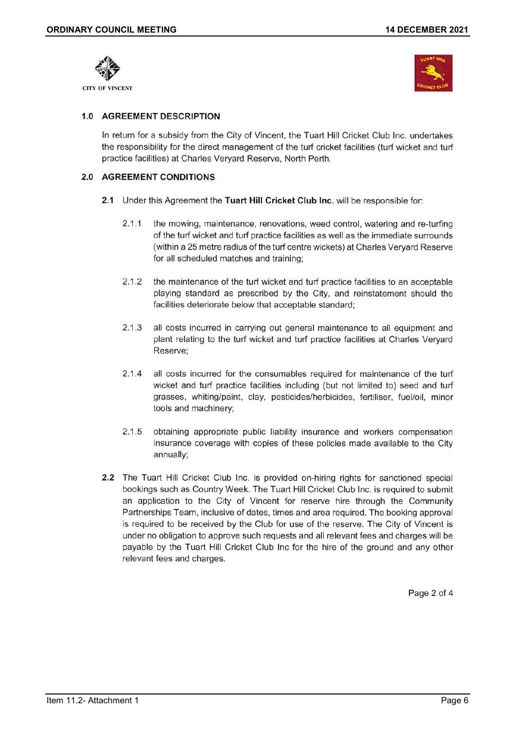CITY OF VINCENT

## 1.0 AGREEMENT DESCRIPTION

In return for a subsidy from the City of Vincent, the Tuart Hill Cricket Club Inc. undertakes the responsibility for the direct management of the turf cricket facilities (turf wicket and turf practice facilities) at Charles Veryard Reserve, North Perth.

## 2.0 AGREEMENT CONDITIONS

**2.1** Under this Agreement the **Tuart Hill Cricket Club Inc.** will be responsible for:

2.1.1 the mowing, maintenance, renovations, weed control, watering and re-turfing of the turf wicket and turf practice facilities as well as the immediate surrounds (within a 25 metre radius of the turf centre wickets) at Charles Veryard Reserve for all scheduled matches and training;

2.1.2 the maintenance of the turf wicket and turf practice facilities to an acceptable playing standard as prescribed by the City, and reinstatement should the facilities deteriorate below that acceptable standard;

2.1.3 all costs incurred in carrying out general maintenance to all equipment and plant relating to the turf wicket and turf practice facilities at Charles Veryard Reserve;

2.1.4 all costs incurred for the consumables required for maintenance of the turf wicket and turf practice facilities including (but not limited to) seed and turf grasses, whiting/paint, clay, pesticides/herbicides, fertiliser, fuel/oil, minor tools and machinery;

2.1.5 obtaining appropriate public liability insurance and workers compensation insurance coverage with copies of these policies made available to the City annually;

**2.2** The Tuart Hill Cricket Club Inc. is provided on-hiring rights for sanctioned special bookings such as Country Week. The Tuart Hill Cricket Club Inc. is required to submit an application to the City of Vincent for reserve hire through the Community Partnerships Team, inclusive of dates, times and area required. The booking approval is required to be received by the Club for use of the reserve. The City of Vincent is under no obligation to approve such requests and all relevant fees and charges will be payable by the Tuart Hill Cricket Club Inc for the hire of the ground and any other relevant fees and charges.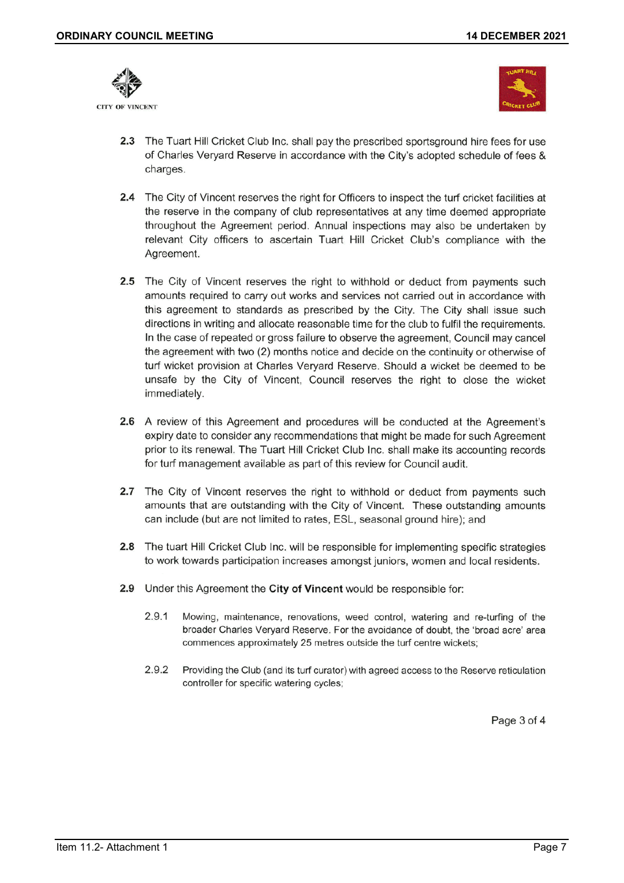**2.3** The Tuart Hill Cricket Club Inc. shall pay the prescribed sportsground hire fees for use of Charles Veryard Reserve in accordance with the City's adopted schedule of fees & charges.

**2.4** The City of Vincent reserves the right for Officers to inspect the turf cricket facilities at the reserve in the company of club representatives at any time deemed appropriate throughout the Agreement period. Annual inspections may also be undertaken by relevant City officers to ascertain Tuart Hill Cricket Club's compliance with the Agreement.

**2.5** The City of Vincent reserves the right to withhold or deduct from payments such amounts required to carry out works and services not carried out in accordance with this agreement to standards as prescribed by the City. The City shall issue such directions in writing and allocate reasonable time for the club to fulfil the requirements. In the case of repeated or gross failure to observe the agreement, Council may cancel the agreement with two (2) months notice and decide on the continuity or otherwise of turf wicket provision at Charles Veryard Reserve. Should a wicket be deemed to be unsafe by the City of Vincent, Council reserves the right to close the wicket immediately.

**2.6** A review of this Agreement and procedures will be conducted at the Agreement's expiry date to consider any recommendations that might be made for such Agreement prior to its renewal. The Tuart Hill Cricket Club Inc. shall make its accounting records for turf management available as part of this review for Council audit.

**2.7** The City of Vincent reserves the right to withhold or deduct from payments such amounts that are outstanding with the City of Vincent. These outstanding amounts can include (but are not limited to rates, ESL, seasonal ground hire); and

**2.8** The tuart Hill Cricket Club Inc. will be responsible for implementing specific strategies to work towards participation increases amongst juniors, women and local residents.

**2.9** Under this Agreement the **City of Vincent** would be responsible for:

2.9.1 Mowing, maintenance, renovations, weed control, watering and re-turfing of the broader Charles Veryard Reserve. For the avoidance of doubt, the 'broad acre' area commences approximately 25 metres outside the turf centre wickets;

2.9.2 Providing the Club (and its turf curator) with agreed access to the Reserve reticulation controller for specific watering cycles;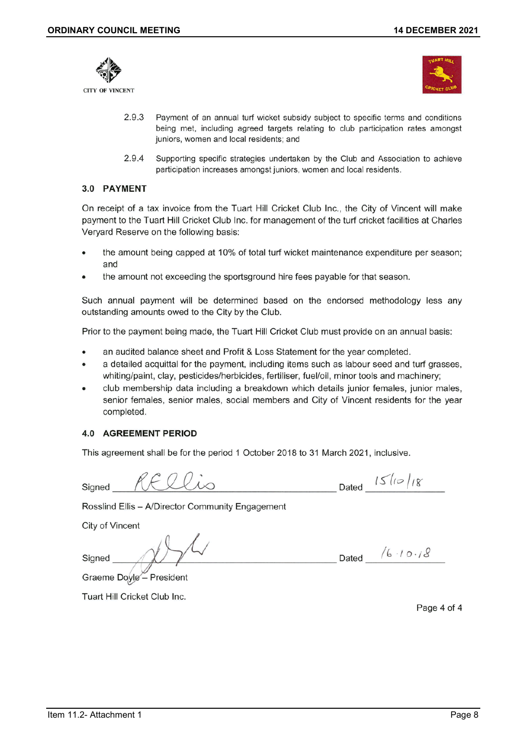CITY OF VINCENT

2.9.3 Payment of an annual turf wicket subsidy subject to specific terms and conditions being met, including agreed targets relating to club participation rates amongst juniors, women and local residents; and

2.9.4 Supporting specific strategies undertaken by the Club and Association to achieve participation increases amongst juniors, women and local residents.

## 3.0 PAYMENT

On receipt of a tax invoice from the Tuart Hill Cricket Club Inc., the City of Vincent will make payment to the Tuart Hill Cricket Club Inc. for management of the turf cricket facilities at Charles Veryard Reserve on the following basis:

- the amount being capped at 10% of total turf wicket maintenance expenditure per season; and
- the amount not exceeding the sportsground hire fees payable for that season.

Such annual payment will be determined based on the endorsed methodology less any outstanding amounts owed to the City by the Club.

Prior to the payment being made, the Tuart Hill Cricket Club must provide on an annual basis:

- an audited balance sheet and Profit & Loss Statement for the year completed.
- a detailed acquittal for the payment, including items such as labour seed and turf grasses, whiting/paint, clay, pesticides/herbicides, fertiliser, fuel/oil, minor tools and machinery;
- club membership data including a breakdown which details junior females, junior males, senior females, senior males, social members and City of Vincent residents for the year completed.

## 4.0 AGREEMENT PERIOD

This agreement shall be for the period 1 October 2018 to 31 March 2021, inclusive.

Signed *R E Ellis* Dated *15/10/18*

Rosslind Ellis – A/Director Community Engagement

City of Vincent

Signed *[signature]* Dated *16.10.18*

Graeme Doyle – President

Tuart Hill Cricket Club Inc.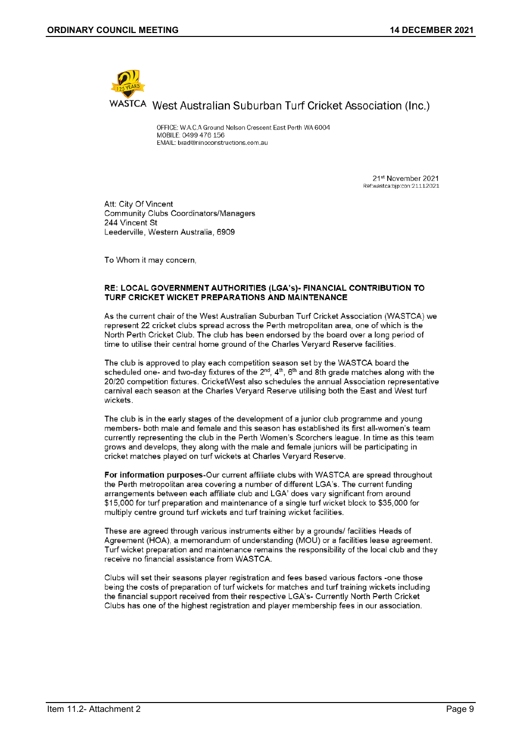WASTCA West Australian Suburban Turf Cricket Association (Inc.)

OFFICE: W.A.C.A Ground Nelson Crescent East Perth WA 6004
MOBILE: 0499 476 156
EMAIL: brad@ninoconstructions.com.au

21st November 2021
Ref:wastca:bjp:con:21112021

Att: City Of Vincent
Community Clubs Coordinators/Managers
244 Vincent St
Leederville, Western Australia, 6909

To Whom it may concern,

**RE: LOCAL GOVERNMENT AUTHORITIES (LGA's)- FINANCIAL CONTRIBUTION TO TURF CRICKET WICKET PREPARATIONS AND MAINTENANCE**

As the current chair of the West Australian Suburban Turf Cricket Association (WASTCA) we represent 22 cricket clubs spread across the Perth metropolitan area, one of which is the North Perth Cricket Club. The club has been endorsed by the board over a long period of time to utilise their central home ground of the Charles Veryard Reserve facilities.

The club is approved to play each competition season set by the WASTCA board the scheduled one- and two-day fixtures of the 2nd, 4th, 6th and 8th grade matches along with the 20/20 competition fixtures. CricketWest also schedules the annual Association representative carnival each season at the Charles Veryard Reserve utilising both the East and West turf wickets.

The club is in the early stages of the development of a junior club programme and young members- both male and female and this season has established its first all-women's team currently representing the club in the Perth Women's Scorchers league. In time as this team grows and develops, they along with the male and female juniors will be participating in cricket matches played on turf wickets at Charles Veryard Reserve.

**For information purposes**-Our current affiliate clubs with WASTCA are spread throughout the Perth metropolitan area covering a number of different LGA's. The current funding arrangements between each affiliate club and LGA' does vary significant from around $15,000 for turf preparation and maintenance of a single turf wicket block to $35,000 for multiply centre ground turf wickets and turf training wicket facilities.

These are agreed through various instruments either by a grounds/ facilities Heads of Agreement (HOA), a memorandum of understanding (MOU) or a facilities lease agreement. Turf wicket preparation and maintenance remains the responsibility of the local club and they receive no financial assistance from WASTCA.

Clubs will set their seasons player registration and fees based various factors -one those being the costs of preparation of turf wickets for matches and turf training wickets including the financial support received from their respective LGA's- Currently North Perth Cricket Clubs has one of the highest registration and player membership fees in our association.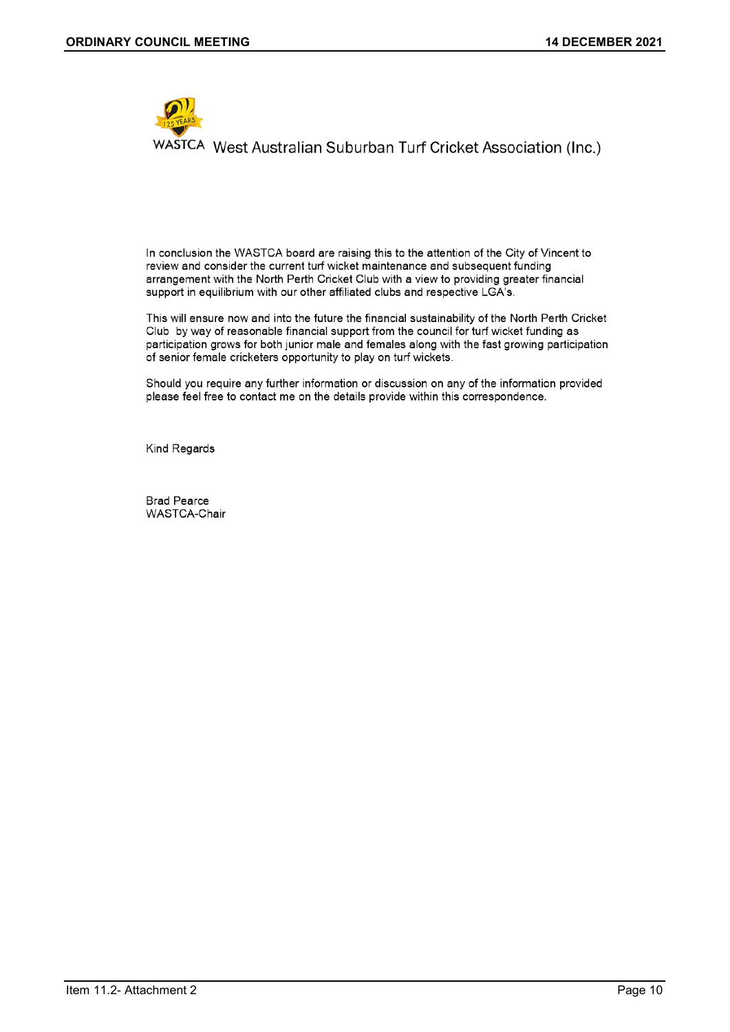WASTCA West Australian Suburban Turf Cricket Association (Inc.)

In conclusion the WASTCA board are raising this to the attention of the City of Vincent to review and consider the current turf wicket maintenance and subsequent funding arrangement with the North Perth Cricket Club with a view to providing greater financial support in equilibrium with our other affiliated clubs and respective LGA's.

This will ensure now and into the future the financial sustainability of the North Perth Cricket Club by way of reasonable financial support from the council for turf wicket funding as participation grows for both junior male and females along with the fast growing participation of senior female cricketers opportunity to play on turf wickets.

Should you require any further information or discussion on any of the information provided please feel free to contact me on the details provide within this correspondence.

Kind Regards

Brad Pearce
WASTCA-Chair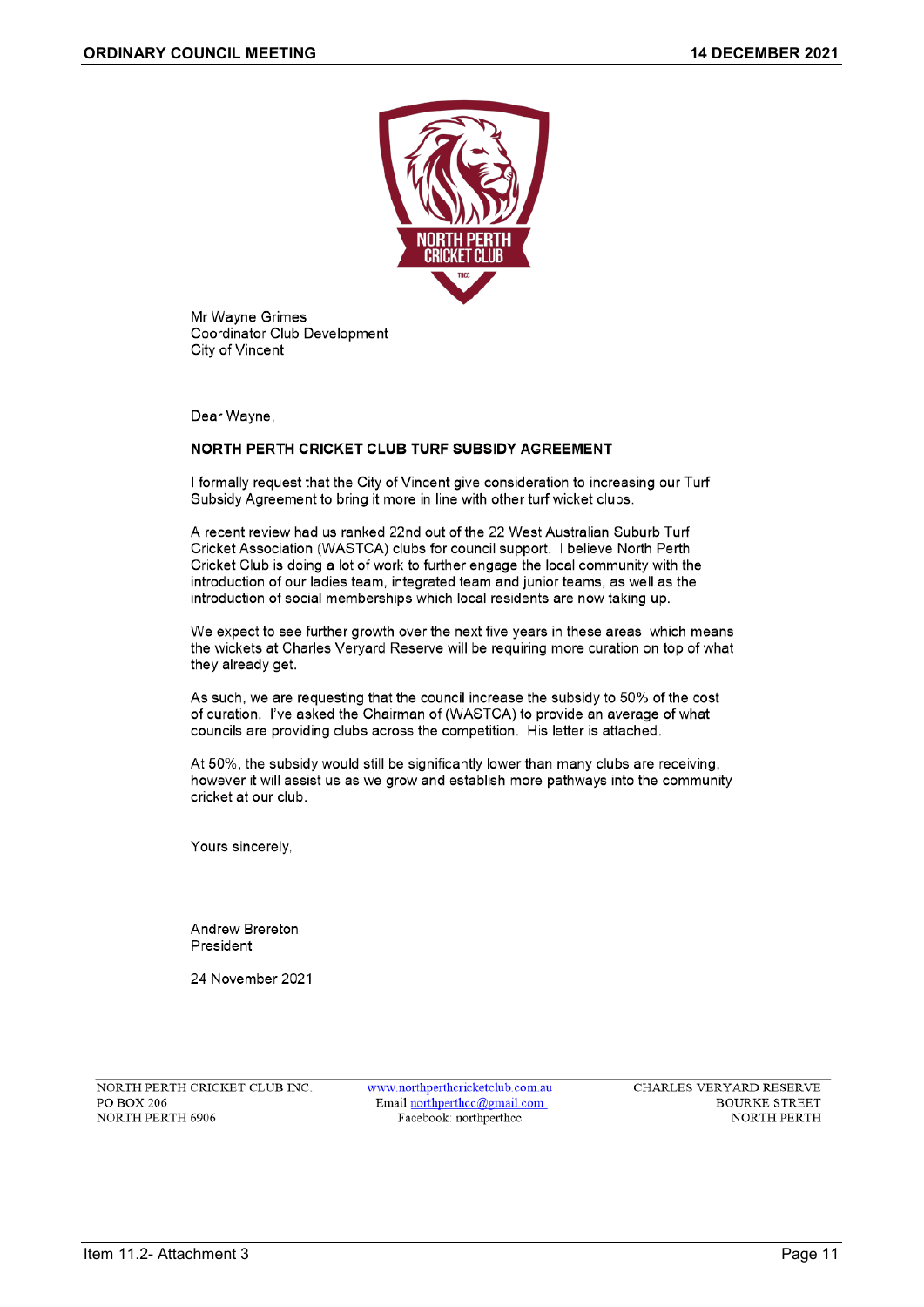NORTH PERTH CRICKET CLUB

Mr Wayne Grimes
Coordinator Club Development
City of Vincent

Dear Wayne,

**NORTH PERTH CRICKET CLUB TURF SUBSIDY AGREEMENT**

I formally request that the City of Vincent give consideration to increasing our Turf Subsidy Agreement to bring it more in line with other turf wicket clubs.

A recent review had us ranked 22nd out of the 22 West Australian Suburb Turf Cricket Association (WASTCA) clubs for council support. I believe North Perth Cricket Club is doing a lot of work to further engage the local community with the introduction of our ladies team, integrated team and junior teams, as well as the introduction of social memberships which local residents are now taking up.

We expect to see further growth over the next five years in these areas, which means the wickets at Charles Veryard Reserve will be requiring more curation on top of what they already get.

As such, we are requesting that the council increase the subsidy to 50% of the cost of curation. I've asked the Chairman of (WASTCA) to provide an average of what councils are providing clubs across the competition. His letter is attached.

At 50%, the subsidy would still be significantly lower than many clubs are receiving, however it will assist us as we grow and establish more pathways into the community cricket at our club.

Yours sincerely,

Andrew Brereton
President

24 November 2021

NORTH PERTH CRICKET CLUB INC.
PO BOX 206
NORTH PERTH 6906

www.northperthcricketclub.com.au
Email northperthcc@gmail.com
Facebook: northperthcc

CHARLES VERYARD RESERVE
BOURKE STREET
NORTH PERTH